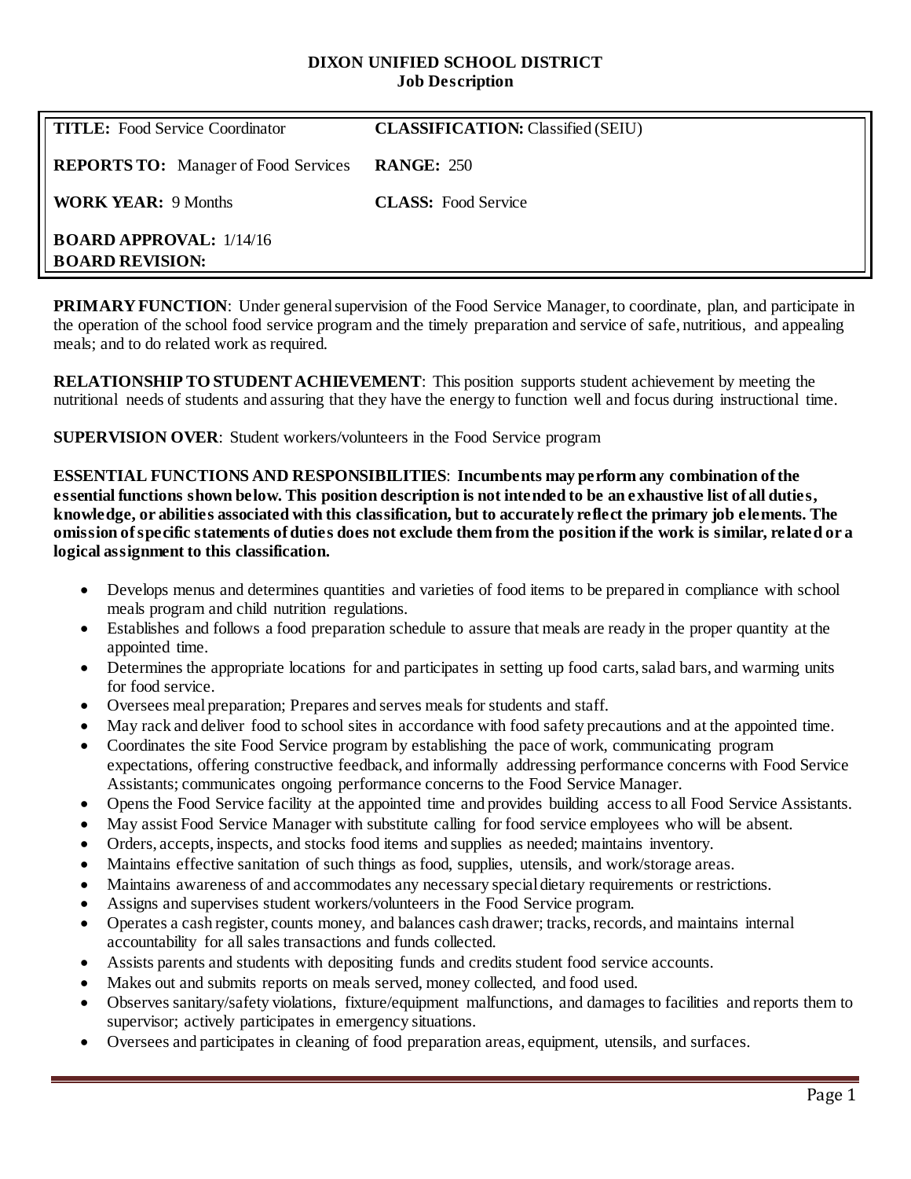# DIXON UNIFIED SCHOOL DISTRICT
## Job Description

| | |
|---|---|
| **TITLE:** Food Service Coordinator | **CLASSIFICATION:** Classified (SEIU) |
| **REPORTS TO:** Manager of Food Services | **RANGE:** 250 |
| **WORK YEAR:** 9 Months | **CLASS:** Food Service |
| **BOARD APPROVAL:** 1/14/16<br>**BOARD REVISION:** | |

**PRIMARY FUNCTION**: Under general supervision of the Food Service Manager, to coordinate, plan, and participate in the operation of the school food service program and the timely preparation and service of safe, nutritious, and appealing meals; and to do related work as required.

**RELATIONSHIP TO STUDENT ACHIEVEMENT**: This position supports student achievement by meeting the nutritional needs of students and assuring that they have the energy to function well and focus during instructional time.

**SUPERVISION OVER**: Student workers/volunteers in the Food Service program

**ESSENTIAL FUNCTIONS AND RESPONSIBILITIES**: **Incumbents may perform any combination of the essential functions shown below. This position description is not intended to be an exhaustive list of all duties, knowledge, or abilities associated with this classification, but to accurately reflect the primary job elements. The omission of specific statements of duties does not exclude them from the position if the work is similar, related or a logical assignment to this classification.**

- Develops menus and determines quantities and varieties of food items to be prepared in compliance with school meals program and child nutrition regulations.
- Establishes and follows a food preparation schedule to assure that meals are ready in the proper quantity at the appointed time.
- Determines the appropriate locations for and participates in setting up food carts, salad bars, and warming units for food service.
- Oversees meal preparation; Prepares and serves meals for students and staff.
- May rack and deliver food to school sites in accordance with food safety precautions and at the appointed time.
- Coordinates the site Food Service program by establishing the pace of work, communicating program expectations, offering constructive feedback, and informally addressing performance concerns with Food Service Assistants; communicates ongoing performance concerns to the Food Service Manager.
- Opens the Food Service facility at the appointed time and provides building access to all Food Service Assistants.
- May assist Food Service Manager with substitute calling for food service employees who will be absent.
- Orders, accepts, inspects, and stocks food items and supplies as needed; maintains inventory.
- Maintains effective sanitation of such things as food, supplies, utensils, and work/storage areas.
- Maintains awareness of and accommodates any necessary special dietary requirements or restrictions.
- Assigns and supervises student workers/volunteers in the Food Service program.
- Operates a cash register, counts money, and balances cash drawer; tracks, records, and maintains internal accountability for all sales transactions and funds collected.
- Assists parents and students with depositing funds and credits student food service accounts.
- Makes out and submits reports on meals served, money collected, and food used.
- Observes sanitary/safety violations, fixture/equipment malfunctions, and damages to facilities and reports them to supervisor; actively participates in emergency situations.
- Oversees and participates in cleaning of food preparation areas, equipment, utensils, and surfaces.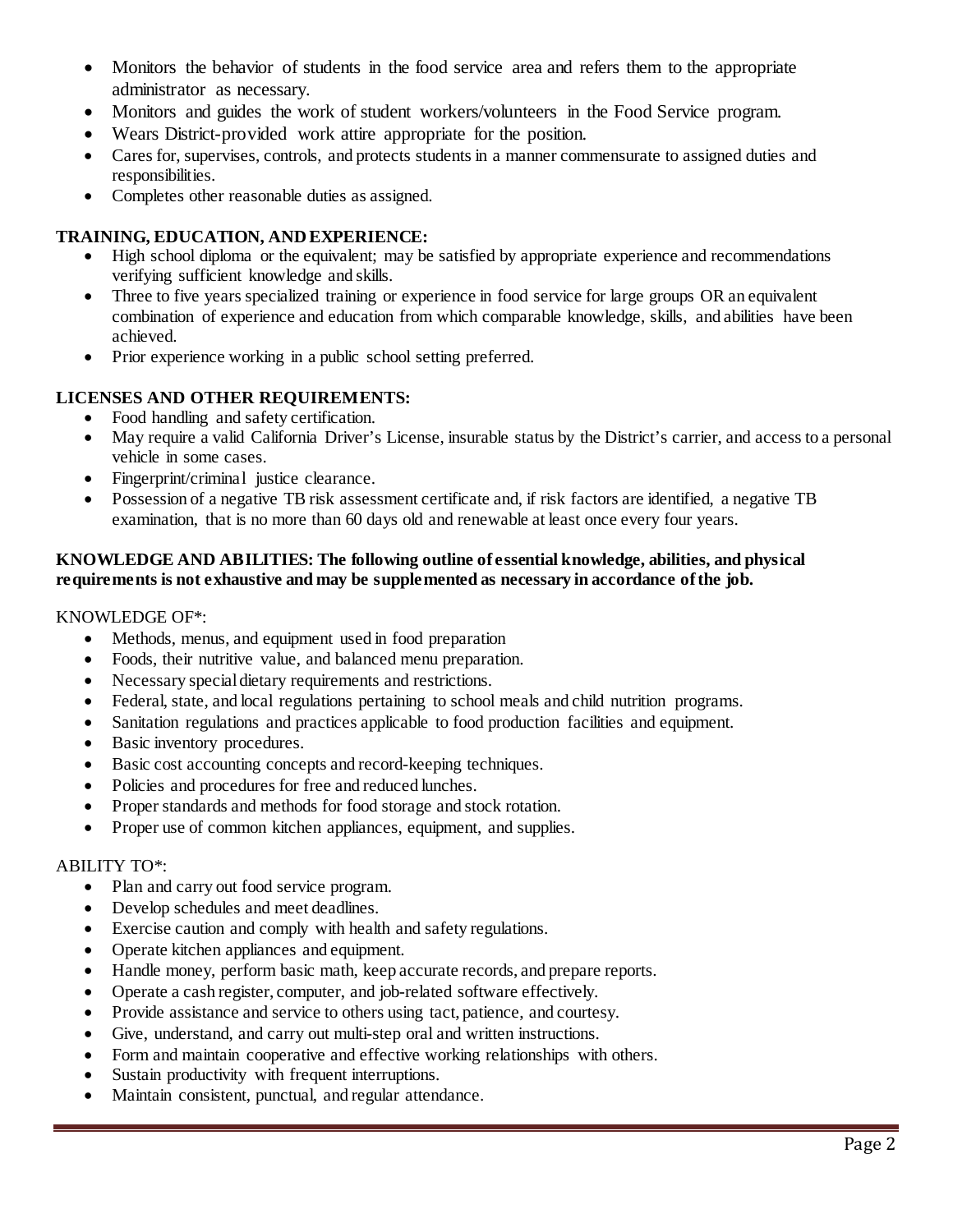- Monitors the behavior of students in the food service area and refers them to the appropriate administrator as necessary.
- Monitors and guides the work of student workers/volunteers in the Food Service program.
- Wears District-provided work attire appropriate for the position.
- Cares for, supervises, controls, and protects students in a manner commensurate to assigned duties and responsibilities.
- Completes other reasonable duties as assigned.

**TRAINING, EDUCATION, AND EXPERIENCE:**

- High school diploma or the equivalent; may be satisfied by appropriate experience and recommendations verifying sufficient knowledge and skills.
- Three to five years specialized training or experience in food service for large groups OR an equivalent combination of experience and education from which comparable knowledge, skills, and abilities have been achieved.
- Prior experience working in a public school setting preferred.

**LICENSES AND OTHER REQUIREMENTS:**

- Food handling and safety certification.
- May require a valid California Driver's License, insurable status by the District's carrier, and access to a personal vehicle in some cases.
- Fingerprint/criminal justice clearance.
- Possession of a negative TB risk assessment certificate and, if risk factors are identified, a negative TB examination, that is no more than 60 days old and renewable at least once every four years.

**KNOWLEDGE AND ABILITIES: The following outline of essential knowledge, abilities, and physical requirements is not exhaustive and may be supplemented as necessary in accordance of the job.**

KNOWLEDGE OF*:

- Methods, menus, and equipment used in food preparation
- Foods, their nutritive value, and balanced menu preparation.
- Necessary special dietary requirements and restrictions.
- Federal, state, and local regulations pertaining to school meals and child nutrition programs.
- Sanitation regulations and practices applicable to food production facilities and equipment.
- Basic inventory procedures.
- Basic cost accounting concepts and record-keeping techniques.
- Policies and procedures for free and reduced lunches.
- Proper standards and methods for food storage and stock rotation.
- Proper use of common kitchen appliances, equipment, and supplies.

ABILITY TO*:

- Plan and carry out food service program.
- Develop schedules and meet deadlines.
- Exercise caution and comply with health and safety regulations.
- Operate kitchen appliances and equipment.
- Handle money, perform basic math, keep accurate records, and prepare reports.
- Operate a cash register, computer, and job-related software effectively.
- Provide assistance and service to others using tact, patience, and courtesy.
- Give, understand, and carry out multi-step oral and written instructions.
- Form and maintain cooperative and effective working relationships with others.
- Sustain productivity with frequent interruptions.
- Maintain consistent, punctual, and regular attendance.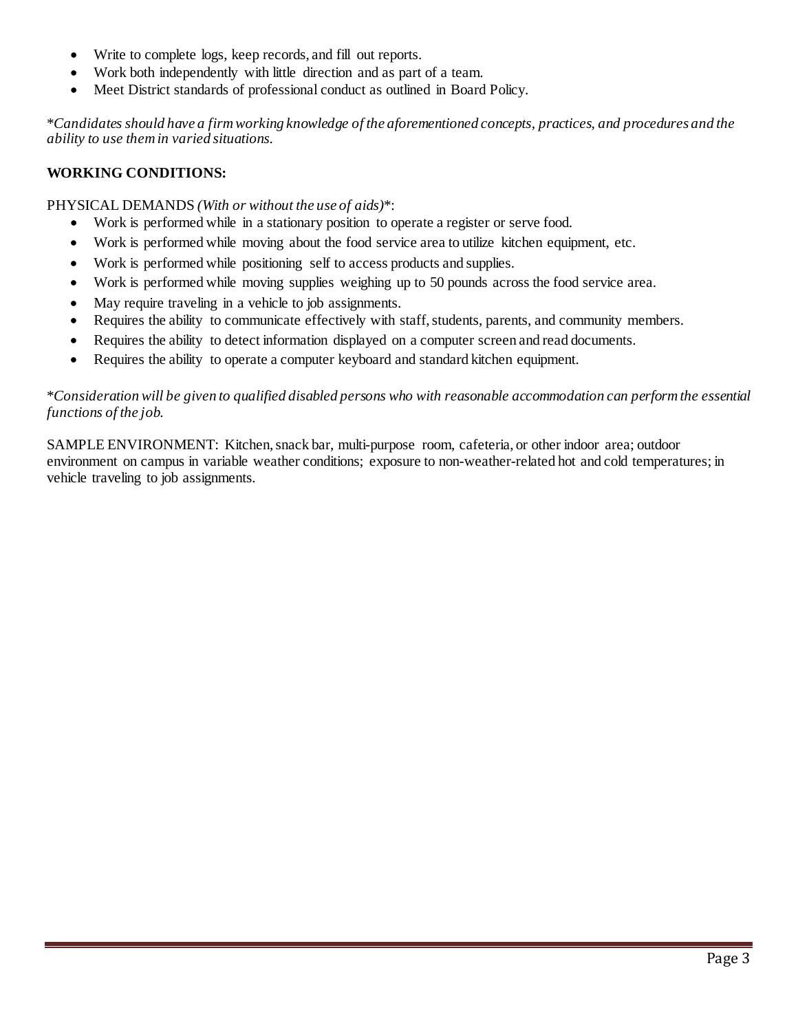- Write to complete logs, keep records, and fill out reports.
- Work both independently with little direction and as part of a team.
- Meet District standards of professional conduct as outlined in Board Policy.

**Candidates should have a firm working knowledge of the aforementioned concepts, practices, and procedures and the ability to use them in varied situations.*

## WORKING CONDITIONS:

PHYSICAL DEMANDS *(With or without the use of aids)**:

- Work is performed while in a stationary position to operate a register or serve food.
- Work is performed while moving about the food service area to utilize kitchen equipment, etc.
- Work is performed while positioning self to access products and supplies.
- Work is performed while moving supplies weighing up to 50 pounds across the food service area.
- May require traveling in a vehicle to job assignments.
- Requires the ability to communicate effectively with staff, students, parents, and community members.
- Requires the ability to detect information displayed on a computer screen and read documents.
- Requires the ability to operate a computer keyboard and standard kitchen equipment.

**Consideration will be given to qualified disabled persons who with reasonable accommodation can perform the essential functions of the job.*

SAMPLE ENVIRONMENT: Kitchen, snack bar, multi-purpose room, cafeteria, or other indoor area; outdoor environment on campus in variable weather conditions; exposure to non-weather-related hot and cold temperatures; in vehicle traveling to job assignments.